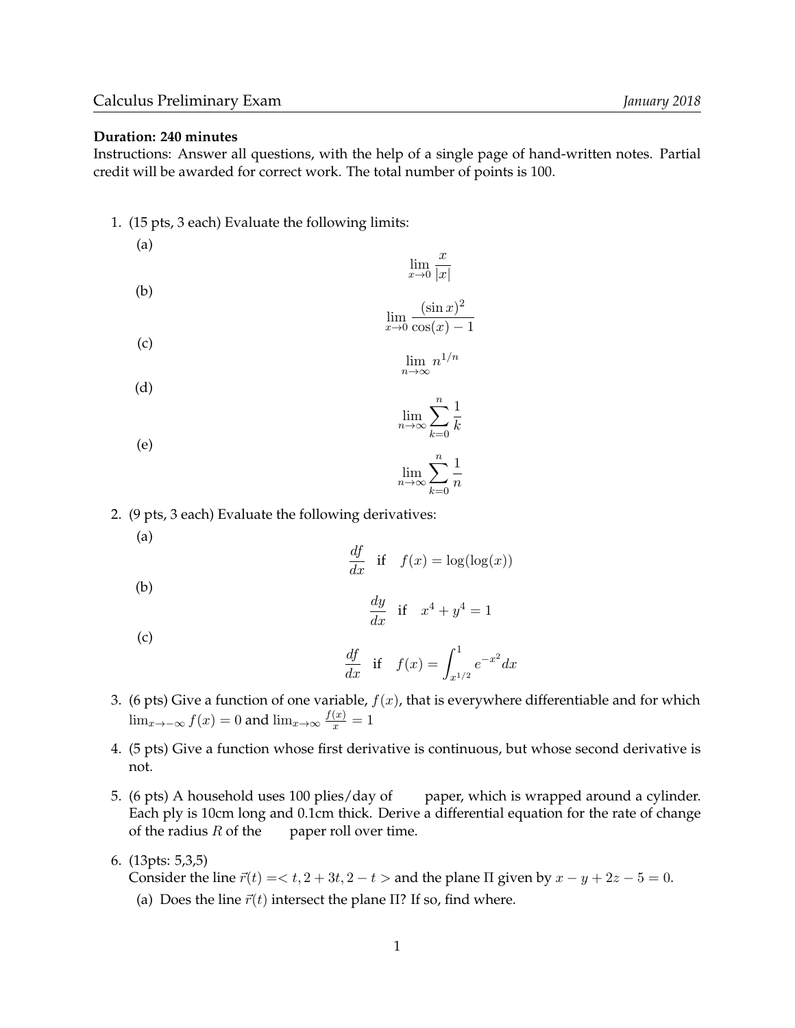Calculus Preliminary Exam *January 2018*

**Duration: 240 minutes**

Instructions: Answer all questions, with the help of a single page of hand-written notes. Partial credit will be awarded for correct work. The total number of points is 100.

1. (15 pts, 3 each) Evaluate the following limits:

   (a)
   $$\lim_{x\to 0} \frac{x}{|x|}$$

   (b)
   $$\lim_{x\to 0} \frac{(\sin x)^2}{\cos(x) - 1}$$

   (c)
   $$\lim_{n\to\infty} n^{1/n}$$

   (d)
   $$\lim_{n\to\infty} \sum_{k=0}^{n} \frac{1}{k}$$

   (e)
   $$\lim_{n\to\infty} \sum_{k=0}^{n} \frac{1}{n}$$

2. (9 pts, 3 each) Evaluate the following derivatives:

   (a)
   $$\frac{df}{dx} \quad \text{if} \quad f(x) = \log(\log(x))$$

   (b)
   $$\frac{dy}{dx} \quad \text{if} \quad x^4 + y^4 = 1$$

   (c)
   $$\frac{df}{dx} \quad \text{if} \quad f(x) = \int_{x^{1/2}}^{1} e^{-x^2} dx$$

3. (6 pts) Give a function of one variable, $f(x)$, that is everywhere differentiable and for which $\lim_{x\to-\infty} f(x) = 0$ and $\lim_{x\to\infty} \frac{f(x)}{x} = 1$

4. (5 pts) Give a function whose first derivative is continuous, but whose second derivative is not.

5. (6 pts) A household uses 100 plies/day of paper, which is wrapped around a cylinder. Each ply is 10cm long and 0.1cm thick. Derive a differential equation for the rate of change of the radius $R$ of the paper roll over time.

6. (13pts: 5,3,5)
   Consider the line $\vec{r}(t) = < t, 2 + 3t, 2 - t >$ and the plane $\Pi$ given by $x - y + 2z - 5 = 0$.

   (a) Does the line $\vec{r}(t)$ intersect the plane $\Pi$? If so, find where.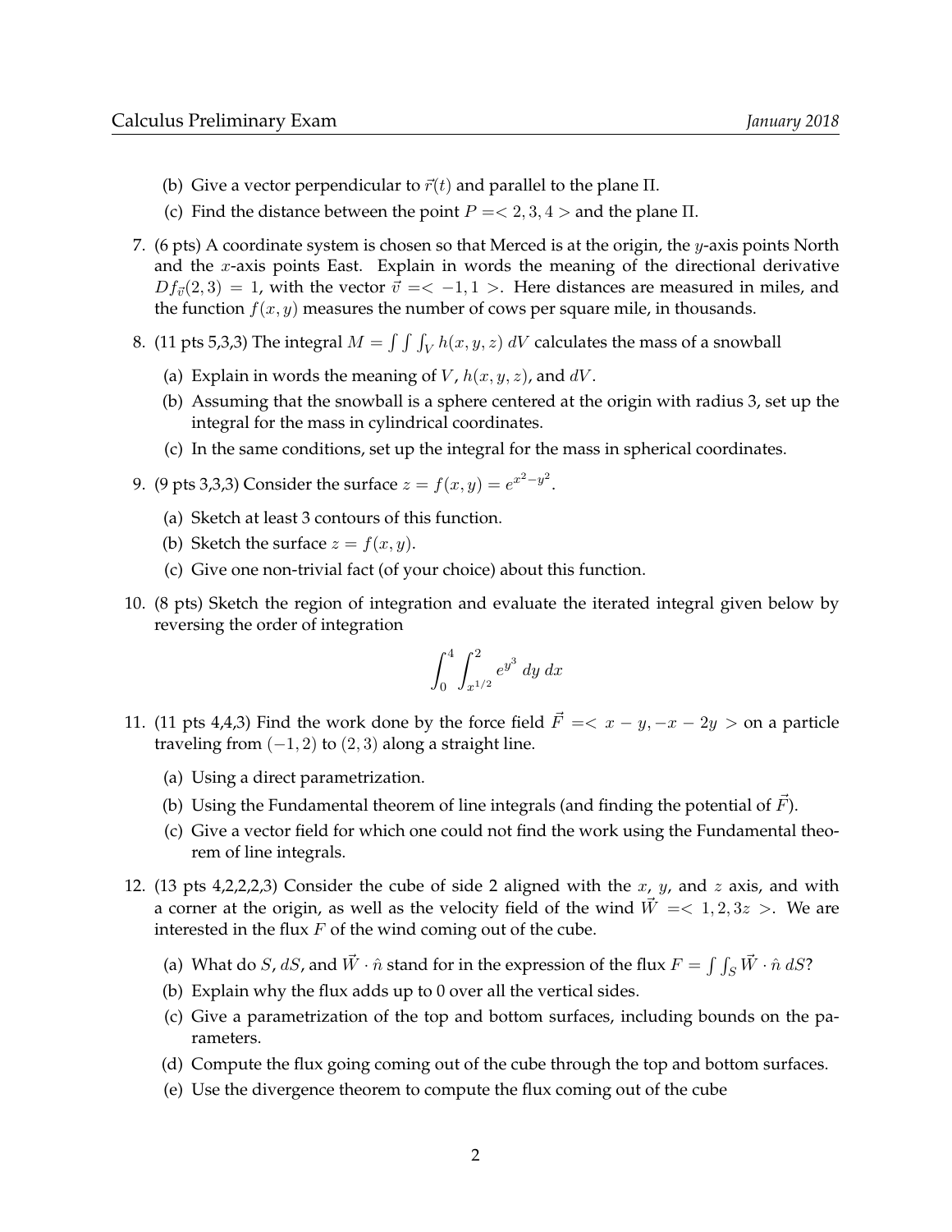(b) Give a vector perpendicular to $\vec{r}(t)$ and parallel to the plane $\Pi$.

(c) Find the distance between the point $P =< 2, 3, 4 >$ and the plane $\Pi$.

7. (6 pts) A coordinate system is chosen so that Merced is at the origin, the $y$-axis points North and the $x$-axis points East. Explain in words the meaning of the directional derivative $Df_{\vec{v}}(2, 3) = 1$, with the vector $\vec{v} =< -1, 1 >$. Here distances are measured in miles, and the function $f(x, y)$ measures the number of cows per square mile, in thousands.

8. (11 pts 5,3,3) The integral $M = \int\int\int_V h(x, y, z)\, dV$ calculates the mass of a snowball

   (a) Explain in words the meaning of $V$, $h(x, y, z)$, and $dV$.

   (b) Assuming that the snowball is a sphere centered at the origin with radius 3, set up the integral for the mass in cylindrical coordinates.

   (c) In the same conditions, set up the integral for the mass in spherical coordinates.

9. (9 pts 3,3,3) Consider the surface $z = f(x, y) = e^{x^2 - y^2}$.

   (a) Sketch at least 3 contours of this function.

   (b) Sketch the surface $z = f(x, y)$.

   (c) Give one non-trivial fact (of your choice) about this function.

10. (8 pts) Sketch the region of integration and evaluate the iterated integral given below by reversing the order of integration

$$\int_0^4 \int_{x^{1/2}}^2 e^{y^3}\, dy\, dx$$

11. (11 pts 4,4,3) Find the work done by the force field $\vec{F} =< x - y, -x - 2y >$ on a particle traveling from $(-1, 2)$ to $(2, 3)$ along a straight line.

    (a) Using a direct parametrization.

    (b) Using the Fundamental theorem of line integrals (and finding the potential of $\vec{F}$).

    (c) Give a vector field for which one could not find the work using the Fundamental theorem of line integrals.

12. (13 pts 4,2,2,2,3) Consider the cube of side 2 aligned with the $x$, $y$, and $z$ axis, and with a corner at the origin, as well as the velocity field of the wind $\vec{W} =< 1, 2, 3z >$. We are interested in the flux $F$ of the wind coming out of the cube.

    (a) What do $S$, $dS$, and $\vec{W} \cdot \hat{n}$ stand for in the expression of the flux $F = \int\int_S \vec{W} \cdot \hat{n}\, dS$?

    (b) Explain why the flux adds up to 0 over all the vertical sides.

    (c) Give a parametrization of the top and bottom surfaces, including bounds on the parameters.

    (d) Compute the flux going coming out of the cube through the top and bottom surfaces.

    (e) Use the divergence theorem to compute the flux coming out of the cube